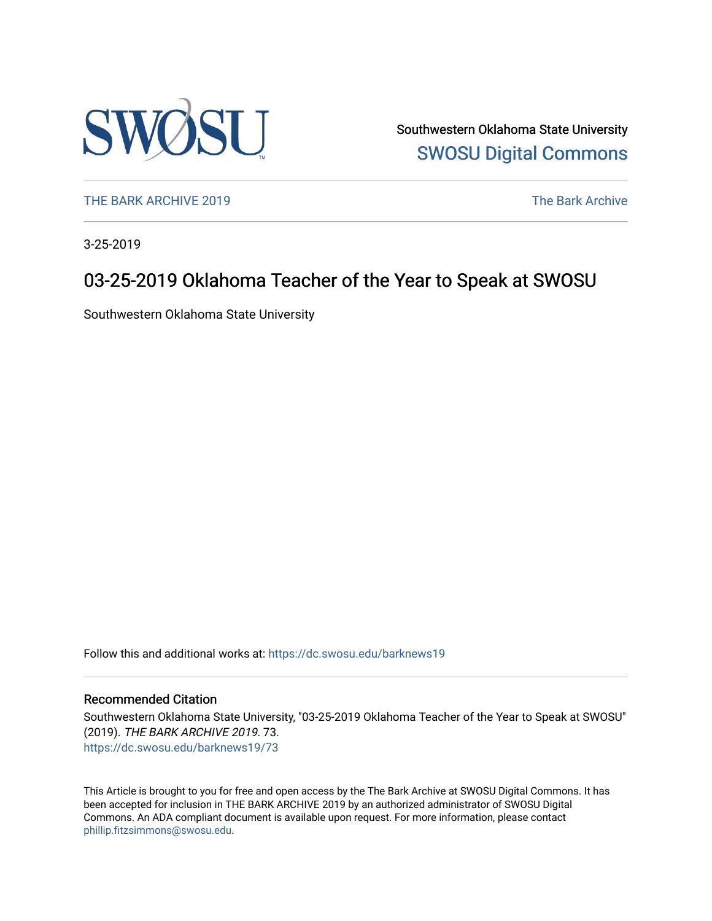Southwestern Oklahoma State University

SWOSU Digital Commons

THE BARK ARCHIVE 2019 | The Bark Archive

3-25-2019

# 03-25-2019 Oklahoma Teacher of the Year to Speak at SWOSU

Southwestern Oklahoma State University

Follow this and additional works at: https://dc.swosu.edu/barknews19

## Recommended Citation

Southwestern Oklahoma State University, "03-25-2019 Oklahoma Teacher of the Year to Speak at SWOSU" (2019). *THE BARK ARCHIVE 2019*. 73.
https://dc.swosu.edu/barknews19/73

This Article is brought to you for free and open access by the The Bark Archive at SWOSU Digital Commons. It has been accepted for inclusion in THE BARK ARCHIVE 2019 by an authorized administrator of SWOSU Digital Commons. An ADA compliant document is available upon request. For more information, please contact phillip.fitzsimmons@swosu.edu.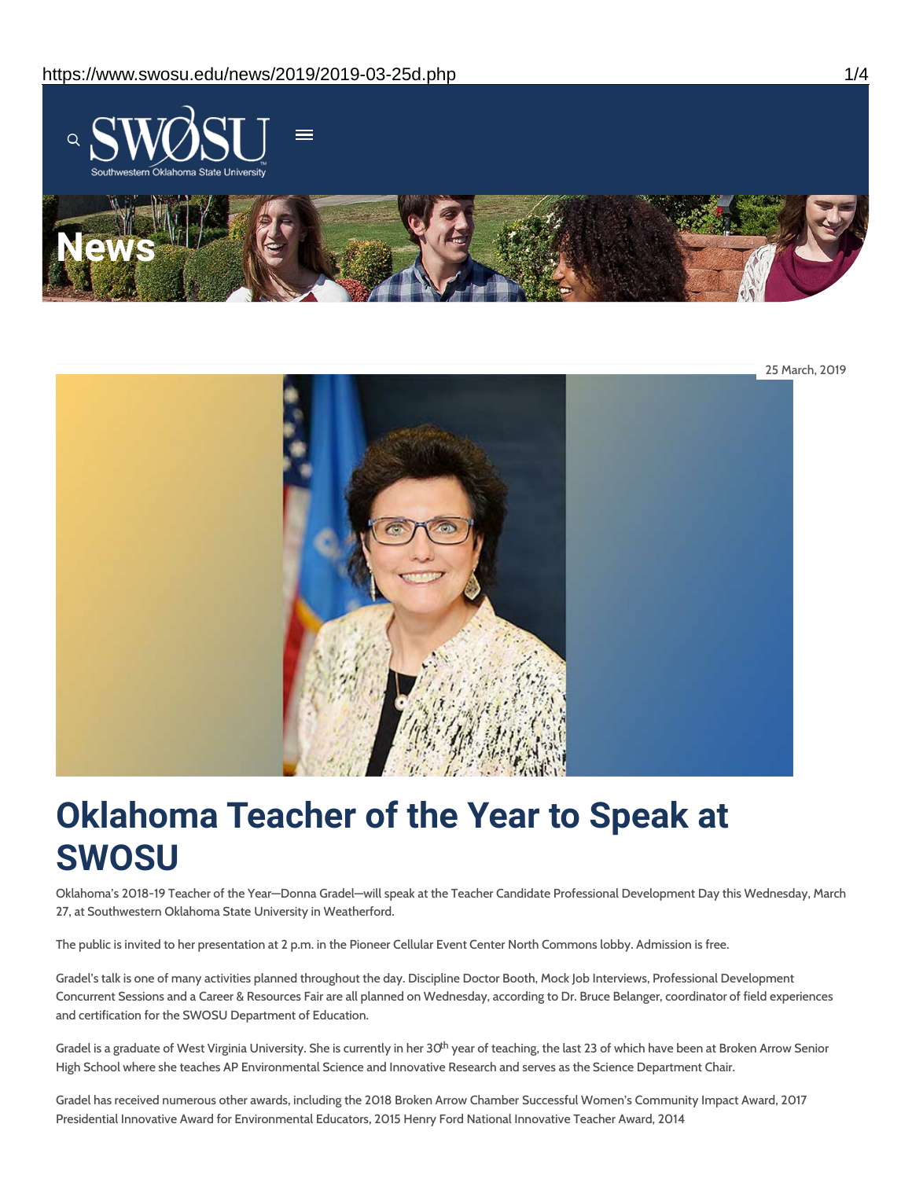25 March, 2019

# Oklahoma Teacher of the Year to Speak at SWOSU

Oklahoma's 2018-19 Teacher of the Year—Donna Gradel—will speak at the Teacher Candidate Professional Development Day this Wednesday, March 27, at Southwestern Oklahoma State University in Weatherford.

The public is invited to her presentation at 2 p.m. in the Pioneer Cellular Event Center North Commons lobby. Admission is free.

Gradel's talk is one of many activities planned throughout the day. Discipline Doctor Booth, Mock Job Interviews, Professional Development Concurrent Sessions and a Career & Resources Fair are all planned on Wednesday, according to Dr. Bruce Belanger, coordinator of field experiences and certification for the SWOSU Department of Education.

Gradel is a graduate of West Virginia University. She is currently in her 30th year of teaching, the last 23 of which have been at Broken Arrow Senior High School where she teaches AP Environmental Science and Innovative Research and serves as the Science Department Chair.

Gradel has received numerous other awards, including the 2018 Broken Arrow Chamber Successful Women's Community Impact Award, 2017 Presidential Innovative Award for Environmental Educators, 2015 Henry Ford National Innovative Teacher Award, 2014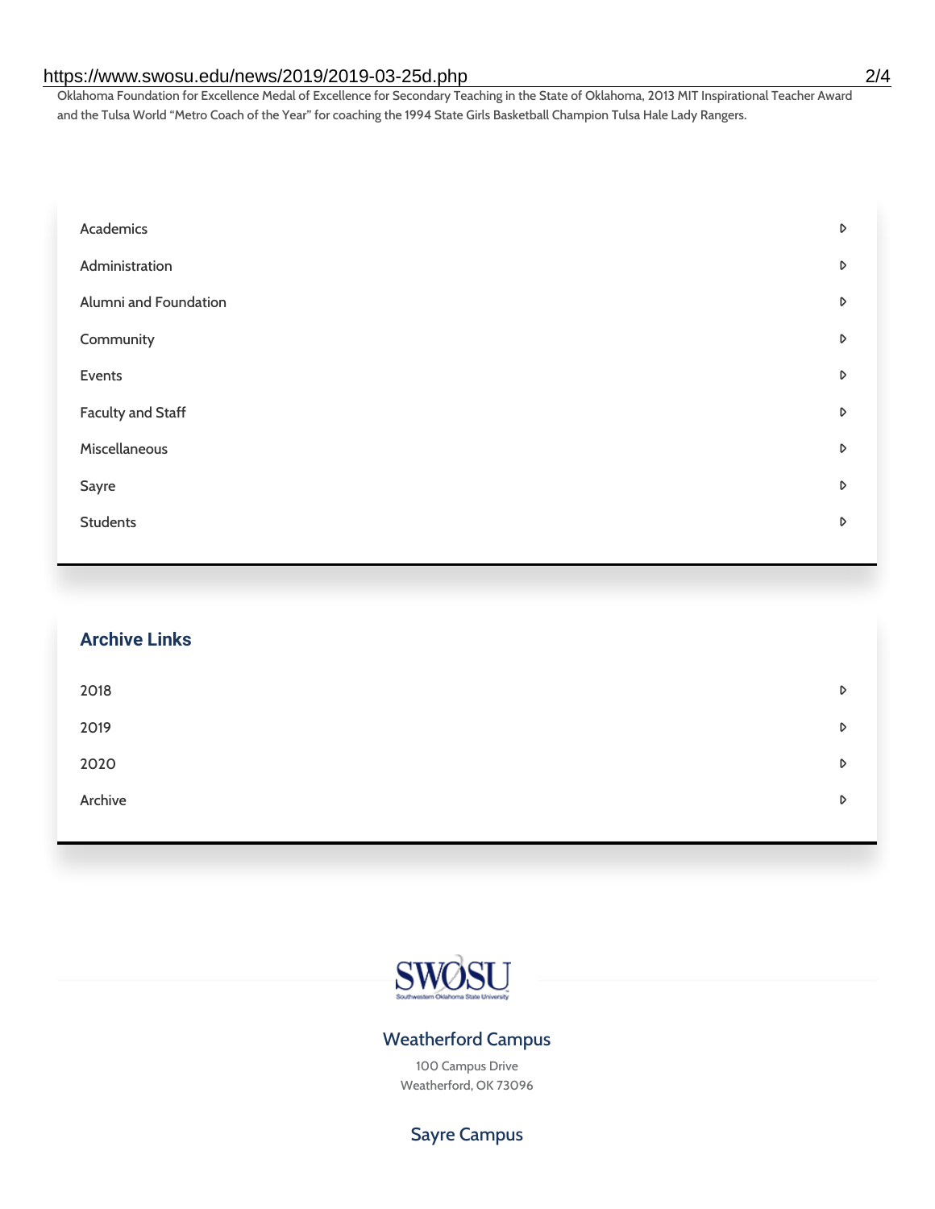Oklahoma Foundation for Excellence Medal of Excellence for Secondary Teaching in the State of Oklahoma, 2013 MIT Inspirational Teacher Award and the Tulsa World "Metro Coach of the Year" for coaching the 1994 State Girls Basketball Champion Tulsa Hale Lady Rangers.

- Academics
- Administration
- Alumni and Foundation
- Community
- Events
- Faculty and Staff
- Miscellaneous
- Sayre
- Students

## Archive Links

- 2018
- 2019
- 2020
- Archive

SWOSU
Southwestern Oklahoma State University

### Weatherford Campus

100 Campus Drive
Weatherford, OK 73096

### Sayre Campus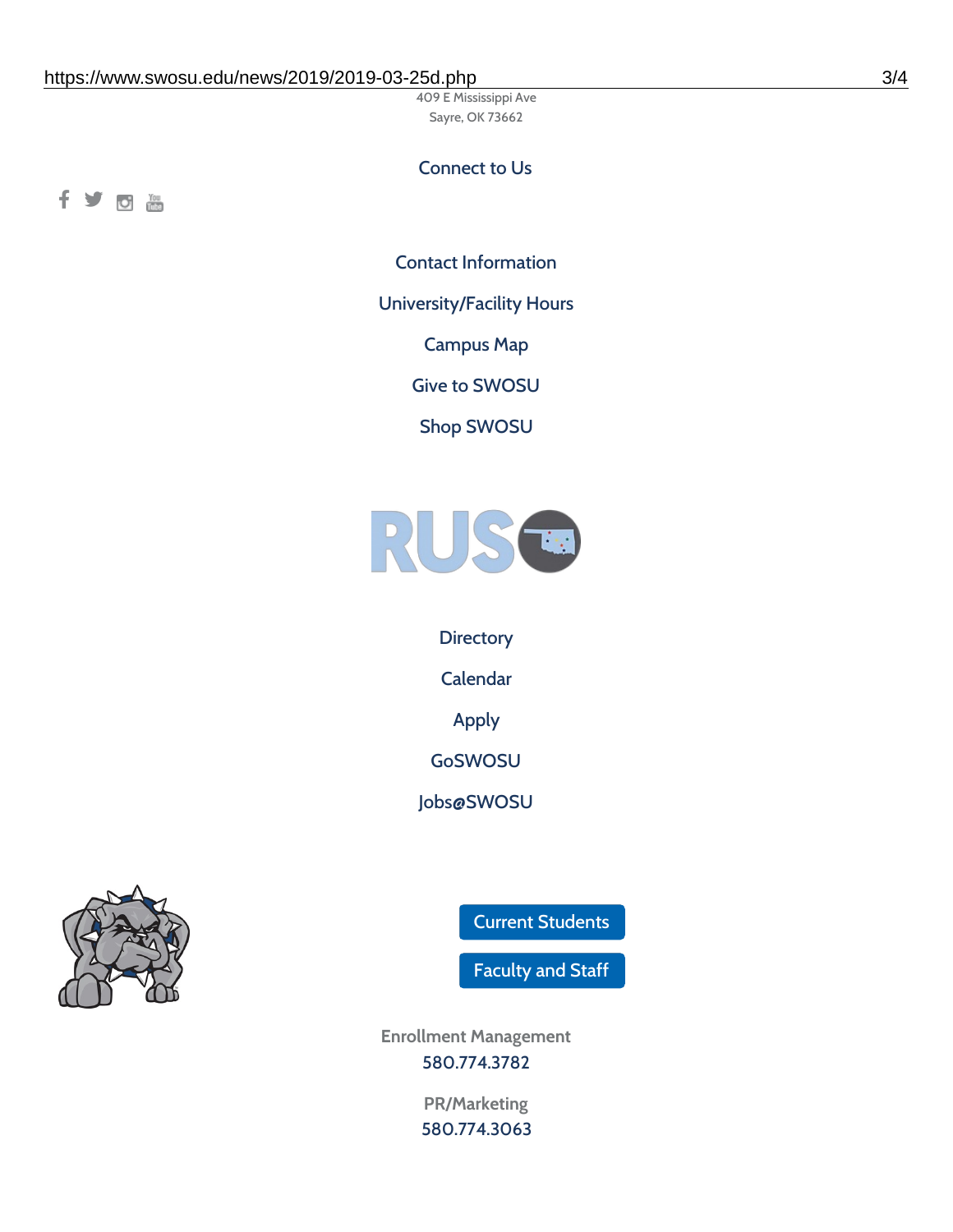409 E Mississippi Ave
Sayre, OK 73662

Connect to Us

Contact Information

University/Facility Hours

Campus Map

Give to SWOSU

Shop SWOSU

Directory

Calendar

Apply

GoSWOSU

Jobs@SWOSU

Current Students

Faculty and Staff

Enrollment Management
580.774.3782

PR/Marketing
580.774.3063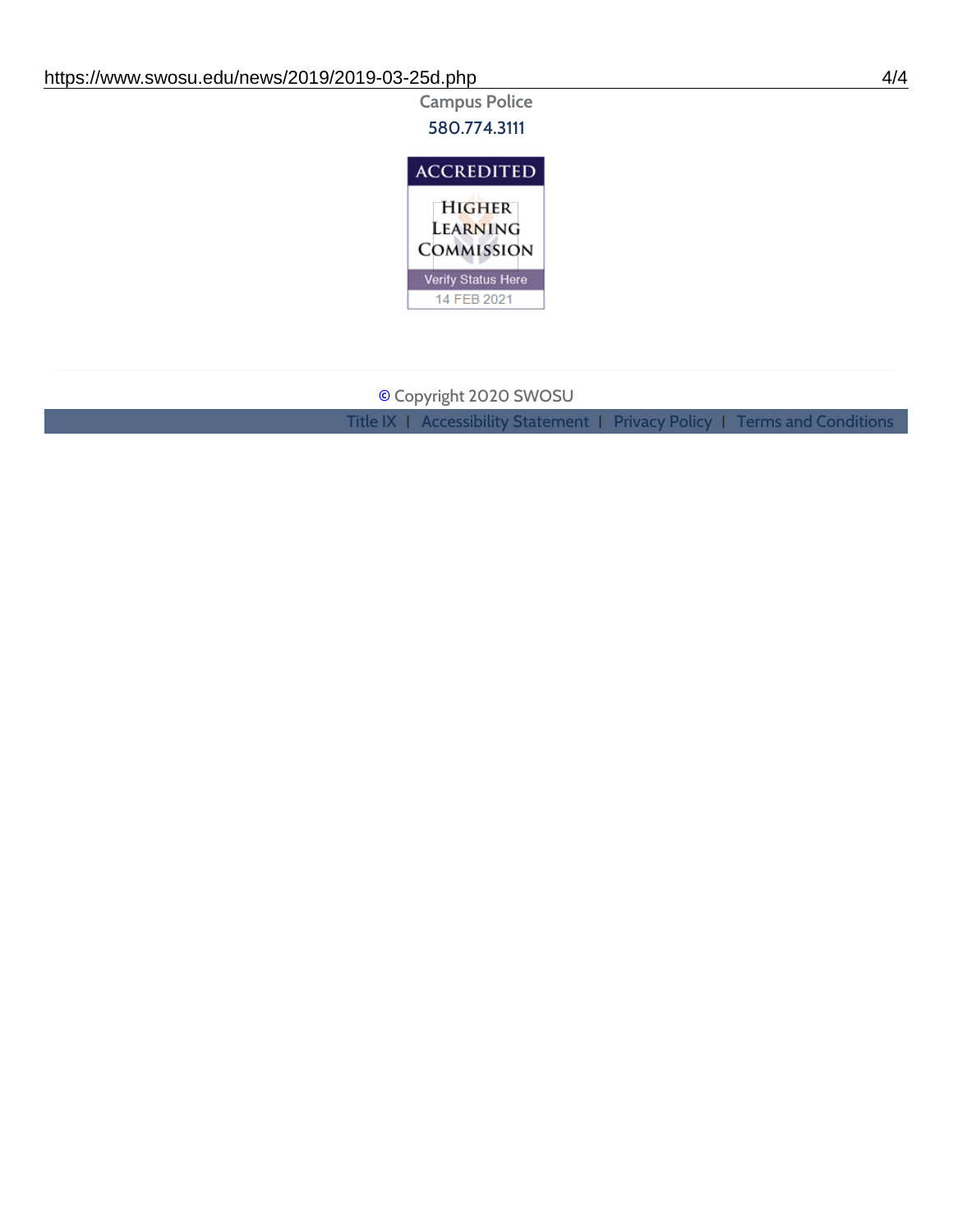Campus Police

580.774.3111

ACCREDITED

HIGHER LEARNING COMMISSION

Verify Status Here

14 FEB 2021

© Copyright 2020 SWOSU

Title IX | Accessibility Statement | Privacy Policy | Terms and Conditions